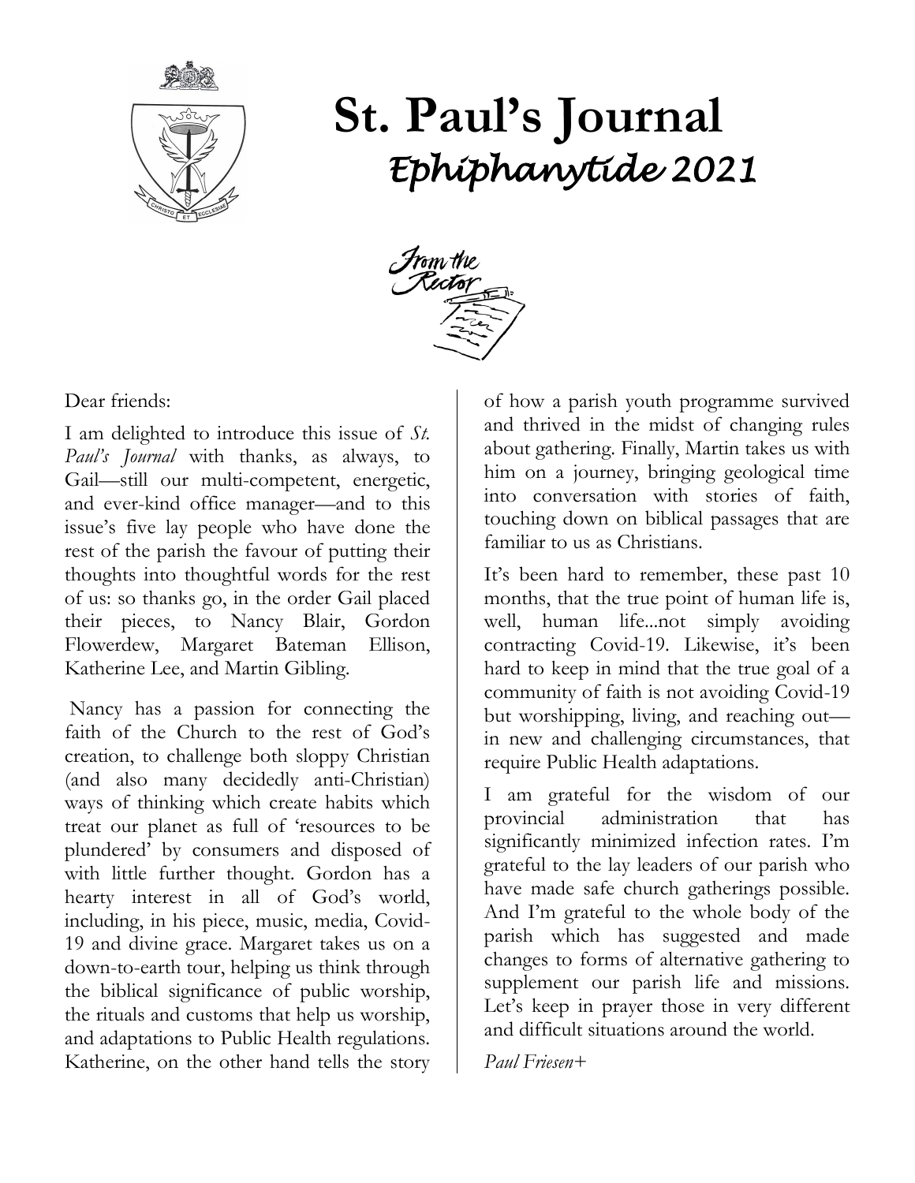# St. Paul's Journal

## *Ephiphanytide 2021*

### From the Rector

Dear friends:

I am delighted to introduce this issue of *St. Paul's Journal* with thanks, as always, to Gail—still our multi-competent, energetic, and ever-kind office manager—and to this issue's five lay people who have done the rest of the parish the favour of putting their thoughts into thoughtful words for the rest of us: so thanks go, in the order Gail placed their pieces, to Nancy Blair, Gordon Flowerdew, Margaret Bateman Ellison, Katherine Lee, and Martin Gibling.

Nancy has a passion for connecting the faith of the Church to the rest of God's creation, to challenge both sloppy Christian (and also many decidedly anti-Christian) ways of thinking which create habits which treat our planet as full of 'resources to be plundered' by consumers and disposed of with little further thought. Gordon has a hearty interest in all of God's world, including, in his piece, music, media, Covid-19 and divine grace. Margaret takes us on a down-to-earth tour, helping us think through the biblical significance of public worship, the rituals and customs that help us worship, and adaptations to Public Health regulations. Katherine, on the other hand tells the story of how a parish youth programme survived and thrived in the midst of changing rules about gathering. Finally, Martin takes us with him on a journey, bringing geological time into conversation with stories of faith, touching down on biblical passages that are familiar to us as Christians.

It's been hard to remember, these past 10 months, that the true point of human life is, well, human life...not simply avoiding contracting Covid-19. Likewise, it's been hard to keep in mind that the true goal of a community of faith is not avoiding Covid-19 but worshipping, living, and reaching out—in new and challenging circumstances, that require Public Health adaptations.

I am grateful for the wisdom of our provincial administration that has significantly minimized infection rates. I'm grateful to the lay leaders of our parish who have made safe church gatherings possible. And I'm grateful to the whole body of the parish which has suggested and made changes to forms of alternative gathering to supplement our parish life and missions. Let's keep in prayer those in very different and difficult situations around the world.

*Paul Friesen+*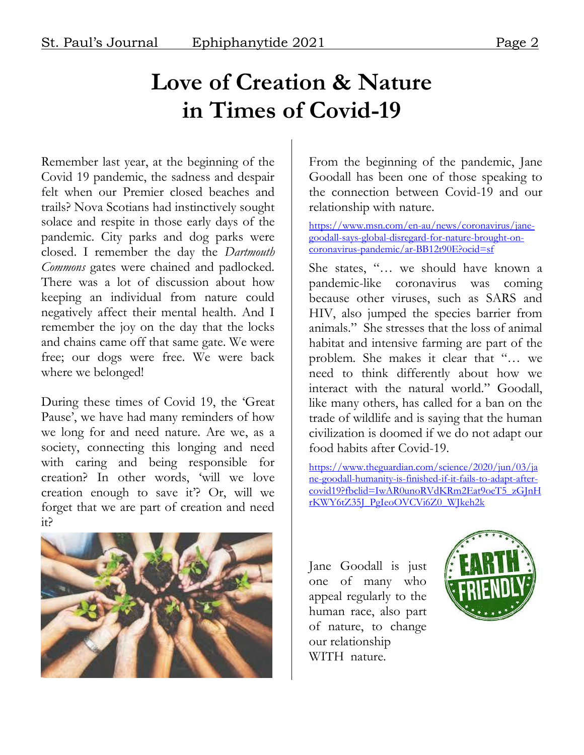# Love of Creation & Nature in Times of Covid-19

Remember last year, at the beginning of the Covid 19 pandemic, the sadness and despair felt when our Premier closed beaches and trails? Nova Scotians had instinctively sought solace and respite in those early days of the pandemic. City parks and dog parks were closed. I remember the day the *Dartmouth Commons* gates were chained and padlocked. There was a lot of discussion about how keeping an individual from nature could negatively affect their mental health. And I remember the joy on the day that the locks and chains came off that same gate. We were free; our dogs were free. We were back where we belonged!

During these times of Covid 19, the 'Great Pause', we have had many reminders of how we long for and need nature. Are we, as a society, connecting this longing and need with caring and being responsible for creation? In other words, 'will we love creation enough to save it'? Or, will we forget that we are part of creation and need it?

From the beginning of the pandemic, Jane Goodall has been one of those speaking to the connection between Covid-19 and our relationship with nature.

https://www.msn.com/en-au/news/coronavirus/jane-goodall-says-global-disregard-for-nature-brought-on-coronavirus-pandemic/ar-BB12t90E?ocid=sf

She states, "… we should have known a pandemic-like coronavirus was coming because other viruses, such as SARS and HIV, also jumped the species barrier from animals." She stresses that the loss of animal habitat and intensive farming are part of the problem. She makes it clear that "… we need to think differently about how we interact with the natural world." Goodall, like many others, has called for a ban on the trade of wildlife and is saying that the human civilization is doomed if we do not adapt our food habits after Covid-19.

https://www.theguardian.com/science/2020/jun/03/jane-goodall-humanity-is-finished-if-it-fails-to-adapt-after-covid19?fbclid=IwAR0unoRVdKRm2Eat9oeT5_zGJnHrKWY6tZ35J_PgIeoOVCVi6Z0_WJkeh2k

Jane Goodall is just one of many who appeal regularly to the human race, also part of nature, to change our relationship WITH nature.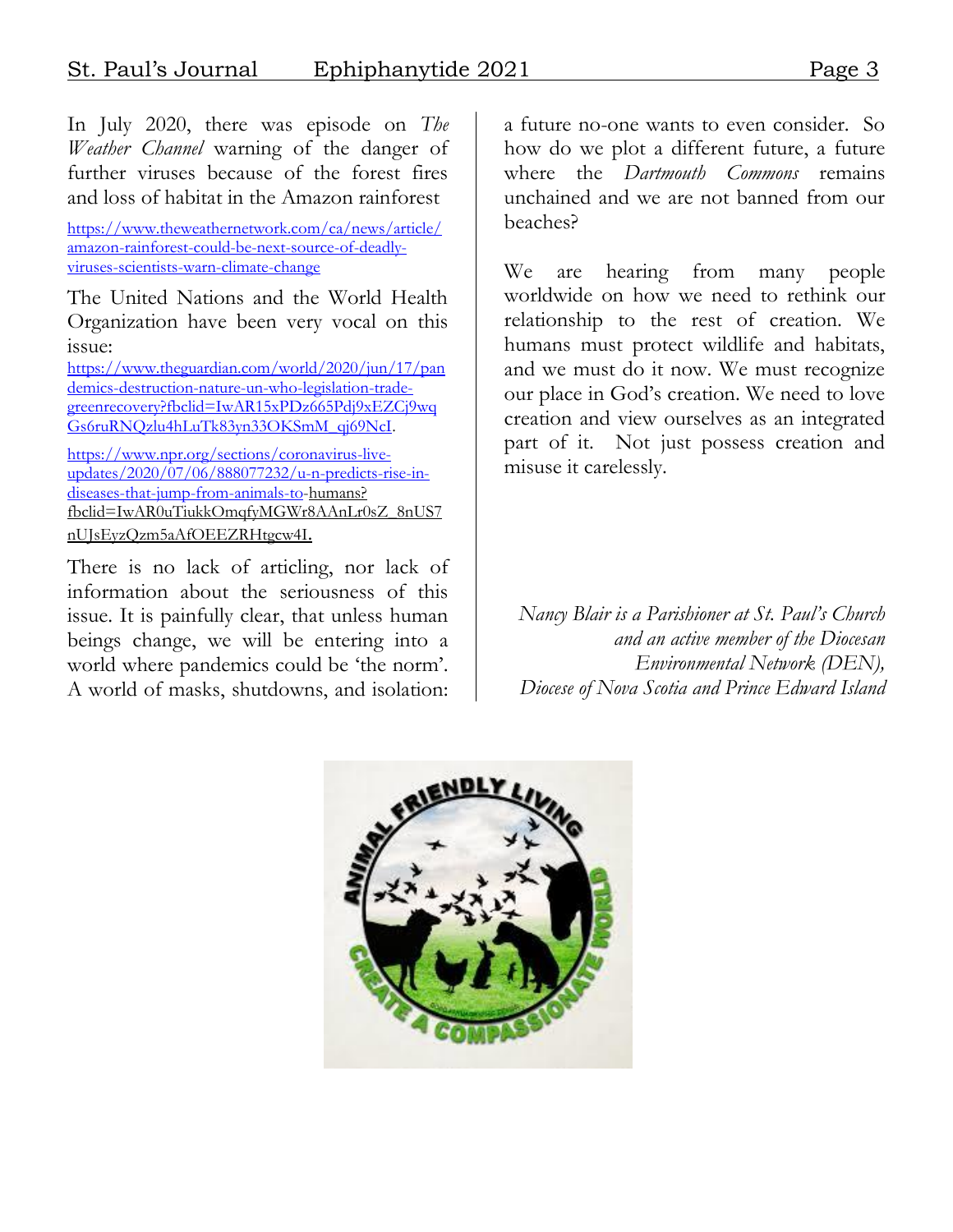In July 2020, there was episode on *The Weather Channel* warning of the danger of further viruses because of the forest fires and loss of habitat in the Amazon rainforest

https://www.theweathernetwork.com/ca/news/article/amazon-rainforest-could-be-next-source-of-deadly-viruses-scientists-warn-climate-change

The United Nations and the World Health Organization have been very vocal on this issue:

https://www.theguardian.com/world/2020/jun/17/pandemics-destruction-nature-un-who-legislation-trade-greenrecovery?fbclid=IwAR15xPDz665Pdj9xEZCj9wqGs6ruRNQzlu4hLuTk83yn33OKSmM_qj69NcI.

https://www.npr.org/sections/coronavirus-live-updates/2020/07/06/888077232/u-n-predicts-rise-in-diseases-that-jump-from-animals-to-humans?fbclid=IwAR0uTiukkOmqfyMGWr8AAnLr0sZ_8nUS7nUJsEyzQzm5aAfOEEZRHtgcw4I.

There is no lack of articling, nor lack of information about the seriousness of this issue. It is painfully clear, that unless human beings change, we will be entering into a world where pandemics could be 'the norm'. A world of masks, shutdowns, and isolation: a future no-one wants to even consider. So how do we plot a different future, a future where the *Dartmouth Commons* remains unchained and we are not banned from our beaches?

We are hearing from many people worldwide on how we need to rethink our relationship to the rest of creation. We humans must protect wildlife and habitats, and we must do it now. We must recognize our place in God's creation. We need to love creation and view ourselves as an integrated part of it. Not just possess creation and misuse it carelessly.

*Nancy Blair is a Parishioner at St. Paul's Church and an active member of the Diocesan Environmental Network (DEN), Diocese of Nova Scotia and Prince Edward Island*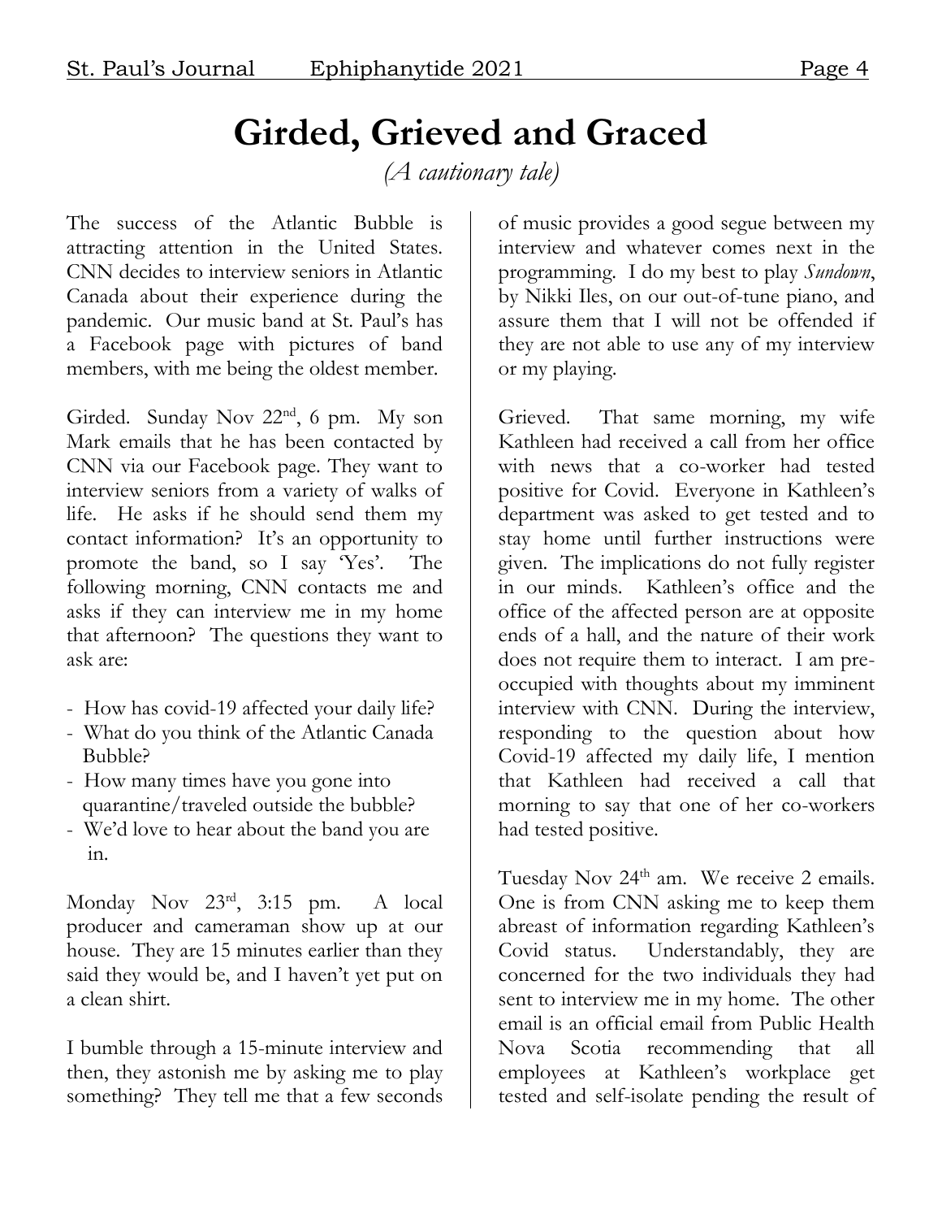# Girded, Grieved and Graced

*(A cautionary tale)*

The success of the Atlantic Bubble is attracting attention in the United States. CNN decides to interview seniors in Atlantic Canada about their experience during the pandemic. Our music band at St. Paul's has a Facebook page with pictures of band members, with me being the oldest member.

Girded. Sunday Nov 22nd, 6 pm. My son Mark emails that he has been contacted by CNN via our Facebook page. They want to interview seniors from a variety of walks of life. He asks if he should send them my contact information? It's an opportunity to promote the band, so I say 'Yes'. The following morning, CNN contacts me and asks if they can interview me in my home that afternoon? The questions they want to ask are:

- How has covid-19 affected your daily life?
- What do you think of the Atlantic Canada Bubble?
- How many times have you gone into quarantine/traveled outside the bubble?
- We'd love to hear about the band you are in.

Monday Nov 23rd, 3:15 pm. A local producer and cameraman show up at our house. They are 15 minutes earlier than they said they would be, and I haven't yet put on a clean shirt.

I bumble through a 15-minute interview and then, they astonish me by asking me to play something? They tell me that a few seconds of music provides a good segue between my interview and whatever comes next in the programming. I do my best to play *Sundown*, by Nikki Iles, on our out-of-tune piano, and assure them that I will not be offended if they are not able to use any of my interview or my playing.

Grieved. That same morning, my wife Kathleen had received a call from her office with news that a co-worker had tested positive for Covid. Everyone in Kathleen's department was asked to get tested and to stay home until further instructions were given. The implications do not fully register in our minds. Kathleen's office and the office of the affected person are at opposite ends of a hall, and the nature of their work does not require them to interact. I am pre-occupied with thoughts about my imminent interview with CNN. During the interview, responding to the question about how Covid-19 affected my daily life, I mention that Kathleen had received a call that morning to say that one of her co-workers had tested positive.

Tuesday Nov 24th am. We receive 2 emails. One is from CNN asking me to keep them abreast of information regarding Kathleen's Covid status. Understandably, they are concerned for the two individuals they had sent to interview me in my home. The other email is an official email from Public Health Nova Scotia recommending that all employees at Kathleen's workplace get tested and self-isolate pending the result of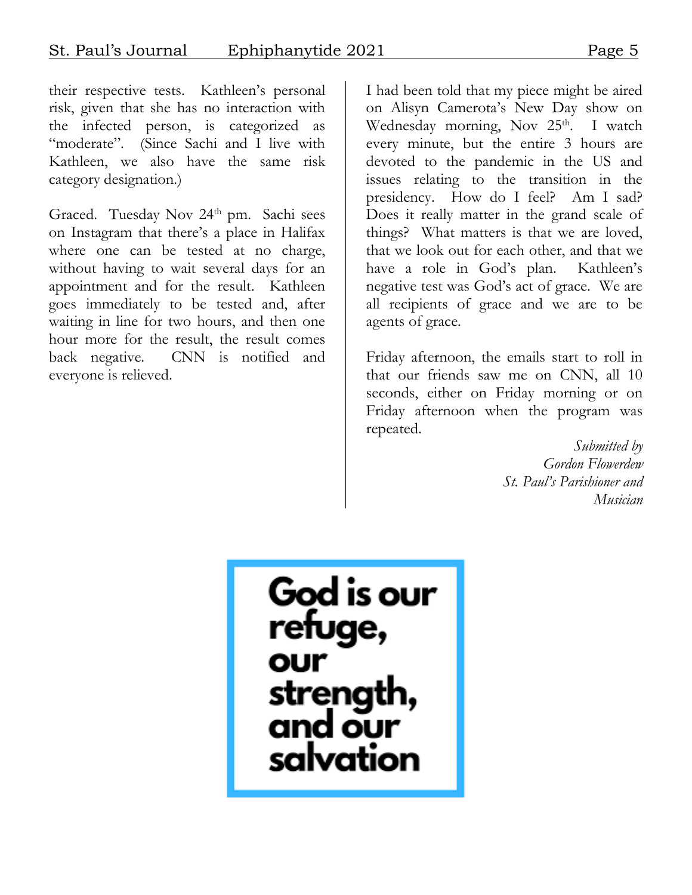their respective tests. Kathleen's personal risk, given that she has no interaction with the infected person, is categorized as "moderate". (Since Sachi and I live with Kathleen, we also have the same risk category designation.)

Graced. Tuesday Nov 24th pm. Sachi sees on Instagram that there's a place in Halifax where one can be tested at no charge, without having to wait several days for an appointment and for the result. Kathleen goes immediately to be tested and, after waiting in line for two hours, and then one hour more for the result, the result comes back negative. CNN is notified and everyone is relieved.

I had been told that my piece might be aired on Alisyn Camerota's New Day show on Wednesday morning, Nov 25th. I watch every minute, but the entire 3 hours are devoted to the pandemic in the US and issues relating to the transition in the presidency. How do I feel? Am I sad? Does it really matter in the grand scale of things? What matters is that we are loved, that we look out for each other, and that we have a role in God's plan. Kathleen's negative test was God's act of grace. We are all recipients of grace and we are to be agents of grace.

Friday afternoon, the emails start to roll in that our friends saw me on CNN, all 10 seconds, either on Friday morning or on Friday afternoon when the program was repeated.

*Submitted by*
*Gordon Flowerdew*
*St. Paul's Parishioner and Musician*

**God is our refuge, our strength, and our salvation**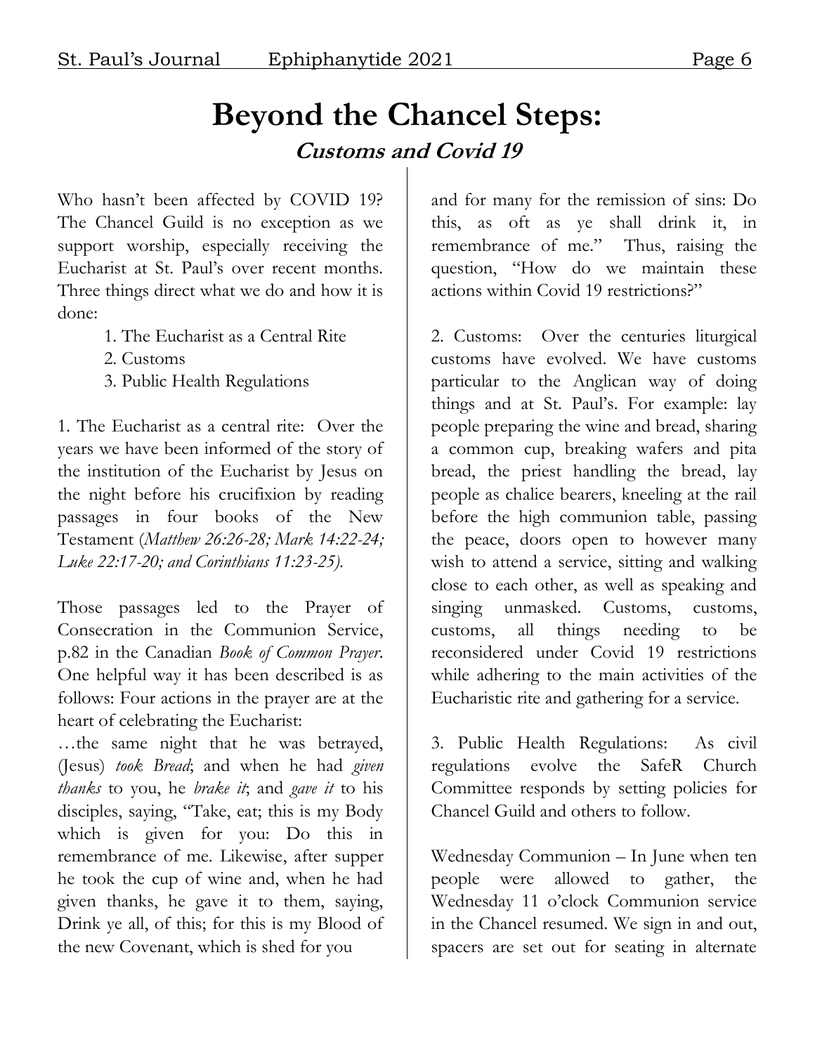# Beyond the Chancel Steps:

## *Customs and Covid 19*

Who hasn't been affected by COVID 19? The Chancel Guild is no exception as we support worship, especially receiving the Eucharist at St. Paul's over recent months. Three things direct what we do and how it is done:

1. The Eucharist as a Central Rite
2. Customs
3. Public Health Regulations

1. The Eucharist as a central rite: Over the years we have been informed of the story of the institution of the Eucharist by Jesus on the night before his crucifixion by reading passages in four books of the New Testament (*Matthew 26:26-28; Mark 14:22-24; Luke 22:17-20; and Corinthians 11:23-25).*

Those passages led to the Prayer of Consecration in the Communion Service, p.82 in the Canadian *Book of Common Prayer*. One helpful way it has been described is as follows: Four actions in the prayer are at the heart of celebrating the Eucharist:

…the same night that he was betrayed, (Jesus) *took Bread*; and when he had *given thanks* to you, he *brake it*; and *gave it* to his disciples, saying, "Take, eat; this is my Body which is given for you: Do this in remembrance of me. Likewise, after supper he took the cup of wine and, when he had given thanks, he gave it to them, saying, Drink ye all, of this; for this is my Blood of the new Covenant, which is shed for you and for many for the remission of sins: Do this, as oft as ye shall drink it, in remembrance of me." Thus, raising the question, "How do we maintain these actions within Covid 19 restrictions?"

2. Customs: Over the centuries liturgical customs have evolved. We have customs particular to the Anglican way of doing things and at St. Paul's. For example: lay people preparing the wine and bread, sharing a common cup, breaking wafers and pita bread, the priest handling the bread, lay people as chalice bearers, kneeling at the rail before the high communion table, passing the peace, doors open to however many wish to attend a service, sitting and walking close to each other, as well as speaking and singing unmasked. Customs, customs, customs, all things needing to be reconsidered under Covid 19 restrictions while adhering to the main activities of the Eucharistic rite and gathering for a service.

3. Public Health Regulations: As civil regulations evolve the SafeR Church Committee responds by setting policies for Chancel Guild and others to follow.

Wednesday Communion – In June when ten people were allowed to gather, the Wednesday 11 o'clock Communion service in the Chancel resumed. We sign in and out, spacers are set out for seating in alternate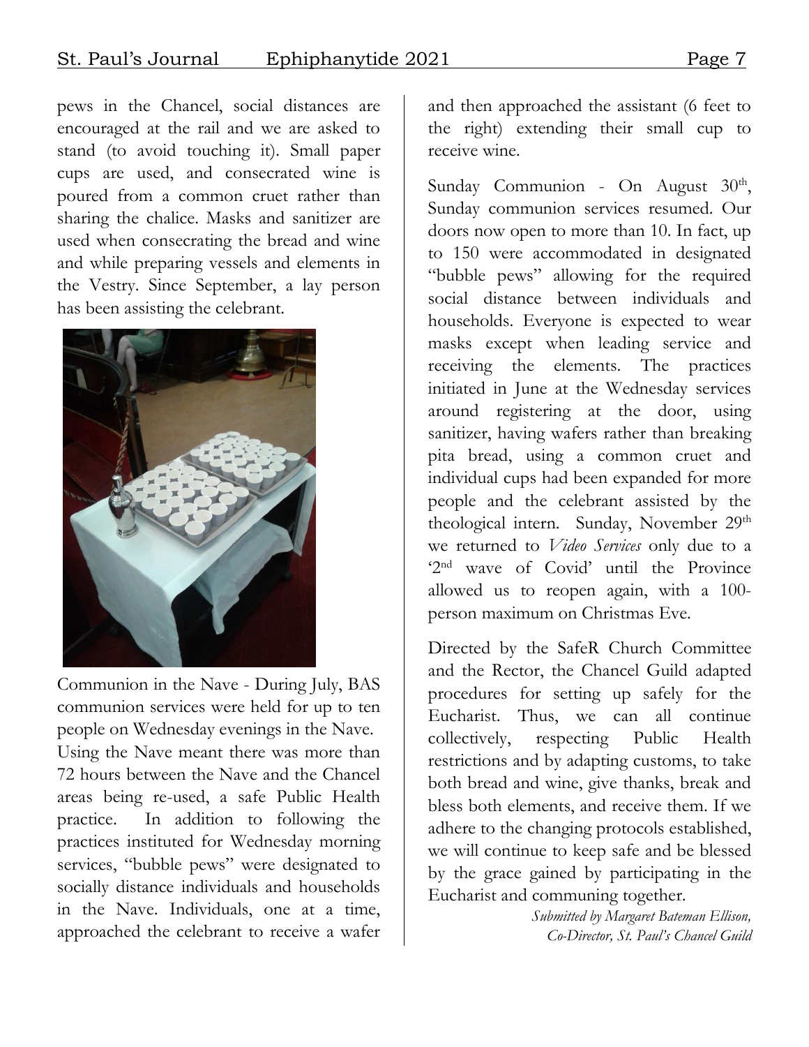pews in the Chancel, social distances are encouraged at the rail and we are asked to stand (to avoid touching it). Small paper cups are used, and consecrated wine is poured from a common cruet rather than sharing the chalice. Masks and sanitizer are used when consecrating the bread and wine and while preparing vessels and elements in the Vestry. Since September, a lay person has been assisting the celebrant.

Communion in the Nave - During July, BAS communion services were held for up to ten people on Wednesday evenings in the Nave. Using the Nave meant there was more than 72 hours between the Nave and the Chancel areas being re-used, a safe Public Health practice. In addition to following the practices instituted for Wednesday morning services, "bubble pews" were designated to socially distance individuals and households in the Nave. Individuals, one at a time, approached the celebrant to receive a wafer and then approached the assistant (6 feet to the right) extending their small cup to receive wine.

Sunday Communion - On August 30th, Sunday communion services resumed. Our doors now open to more than 10. In fact, up to 150 were accommodated in designated "bubble pews" allowing for the required social distance between individuals and households. Everyone is expected to wear masks except when leading service and receiving the elements. The practices initiated in June at the Wednesday services around registering at the door, using sanitizer, having wafers rather than breaking pita bread, using a common cruet and individual cups had been expanded for more people and the celebrant assisted by the theological intern. Sunday, November 29th we returned to *Video Services* only due to a '2nd wave of Covid' until the Province allowed us to reopen again, with a 100-person maximum on Christmas Eve.

Directed by the SafeR Church Committee and the Rector, the Chancel Guild adapted procedures for setting up safely for the Eucharist. Thus, we can all continue collectively, respecting Public Health restrictions and by adapting customs, to take both bread and wine, give thanks, break and bless both elements, and receive them. If we adhere to the changing protocols established, we will continue to keep safe and be blessed by the grace gained by participating in the Eucharist and communing together.

*Submitted by Margaret Bateman Ellison,*
*Co-Director, St. Paul's Chancel Guild*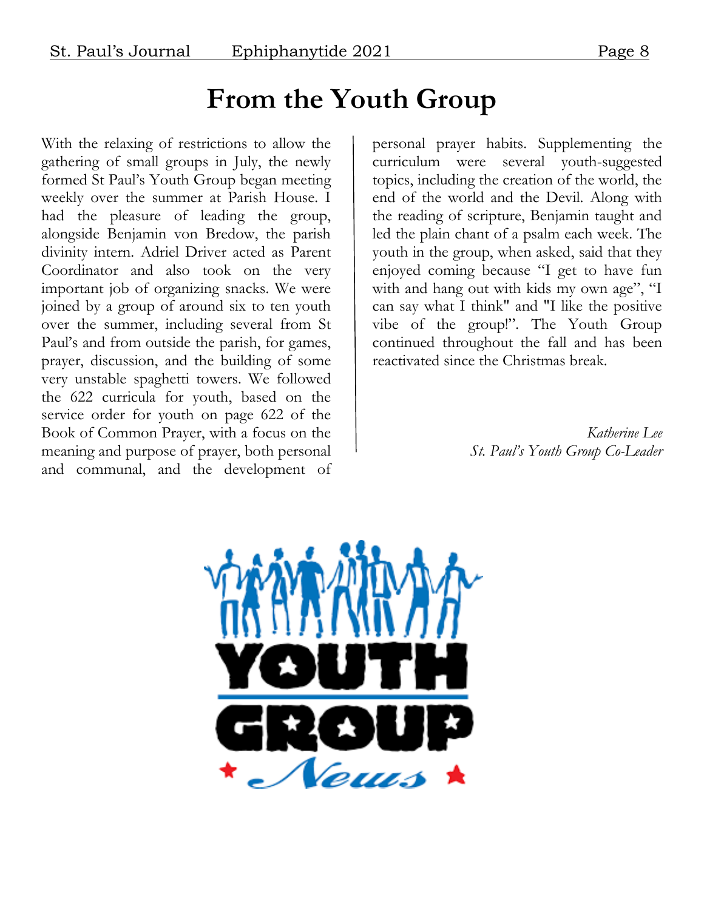# From the Youth Group

With the relaxing of restrictions to allow the gathering of small groups in July, the newly formed St Paul's Youth Group began meeting weekly over the summer at Parish House. I had the pleasure of leading the group, alongside Benjamin von Bredow, the parish divinity intern. Adriel Driver acted as Parent Coordinator and also took on the very important job of organizing snacks. We were joined by a group of around six to ten youth over the summer, including several from St Paul's and from outside the parish, for games, prayer, discussion, and the building of some very unstable spaghetti towers. We followed the 622 curricula for youth, based on the service order for youth on page 622 of the Book of Common Prayer, with a focus on the meaning and purpose of prayer, both personal and communal, and the development of personal prayer habits. Supplementing the curriculum were several youth-suggested topics, including the creation of the world, the end of the world and the Devil. Along with the reading of scripture, Benjamin taught and led the plain chant of a psalm each week. The youth in the group, when asked, said that they enjoyed coming because "I get to have fun with and hang out with kids my own age", "I can say what I think" and "I like the positive vibe of the group!". The Youth Group continued throughout the fall and has been reactivated since the Christmas break.

*Katherine Lee*
*St. Paul's Youth Group Co-Leader*

YOUTH GROUP *News*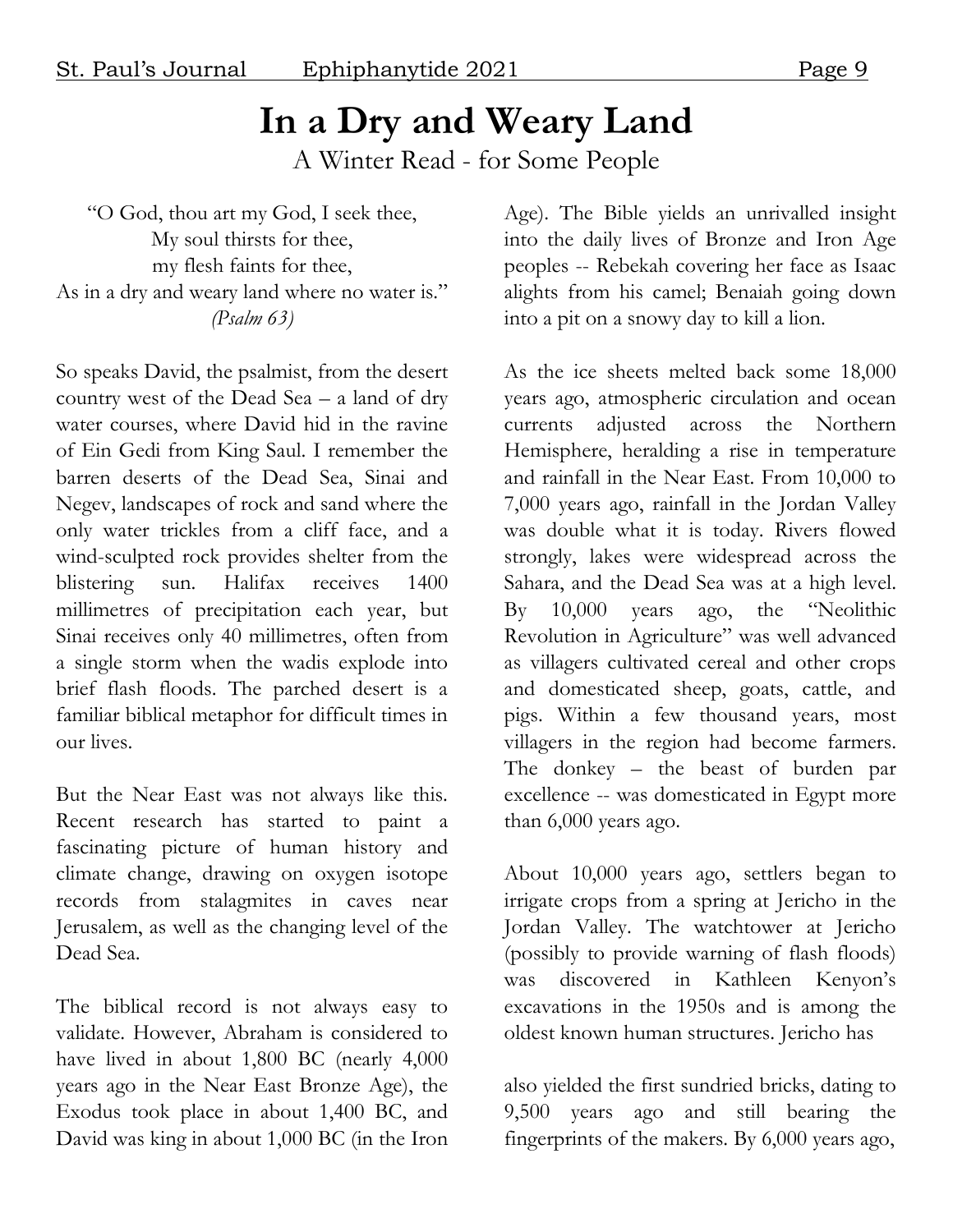# In a Dry and Weary Land

A Winter Read - for Some People

"O God, thou art my God, I seek thee,
My soul thirsts for thee,
my flesh faints for thee,
As in a dry and weary land where no water is."
*(Psalm 63)*

So speaks David, the psalmist, from the desert country west of the Dead Sea – a land of dry water courses, where David hid in the ravine of Ein Gedi from King Saul. I remember the barren deserts of the Dead Sea, Sinai and Negev, landscapes of rock and sand where the only water trickles from a cliff face, and a wind-sculpted rock provides shelter from the blistering sun. Halifax receives 1400 millimetres of precipitation each year, but Sinai receives only 40 millimetres, often from a single storm when the wadis explode into brief flash floods. The parched desert is a familiar biblical metaphor for difficult times in our lives.

But the Near East was not always like this. Recent research has started to paint a fascinating picture of human history and climate change, drawing on oxygen isotope records from stalagmites in caves near Jerusalem, as well as the changing level of the Dead Sea.

The biblical record is not always easy to validate. However, Abraham is considered to have lived in about 1,800 BC (nearly 4,000 years ago in the Near East Bronze Age), the Exodus took place in about 1,400 BC, and David was king in about 1,000 BC (in the Iron Age). The Bible yields an unrivalled insight into the daily lives of Bronze and Iron Age peoples -- Rebekah covering her face as Isaac alights from his camel; Benaiah going down into a pit on a snowy day to kill a lion.

As the ice sheets melted back some 18,000 years ago, atmospheric circulation and ocean currents adjusted across the Northern Hemisphere, heralding a rise in temperature and rainfall in the Near East. From 10,000 to 7,000 years ago, rainfall in the Jordan Valley was double what it is today. Rivers flowed strongly, lakes were widespread across the Sahara, and the Dead Sea was at a high level. By 10,000 years ago, the "Neolithic Revolution in Agriculture" was well advanced as villagers cultivated cereal and other crops and domesticated sheep, goats, cattle, and pigs. Within a few thousand years, most villagers in the region had become farmers. The donkey – the beast of burden par excellence -- was domesticated in Egypt more than 6,000 years ago.

About 10,000 years ago, settlers began to irrigate crops from a spring at Jericho in the Jordan Valley. The watchtower at Jericho (possibly to provide warning of flash floods) was discovered in Kathleen Kenyon's excavations in the 1950s and is among the oldest known human structures. Jericho has also yielded the first sundried bricks, dating to 9,500 years ago and still bearing the fingerprints of the makers. By 6,000 years ago,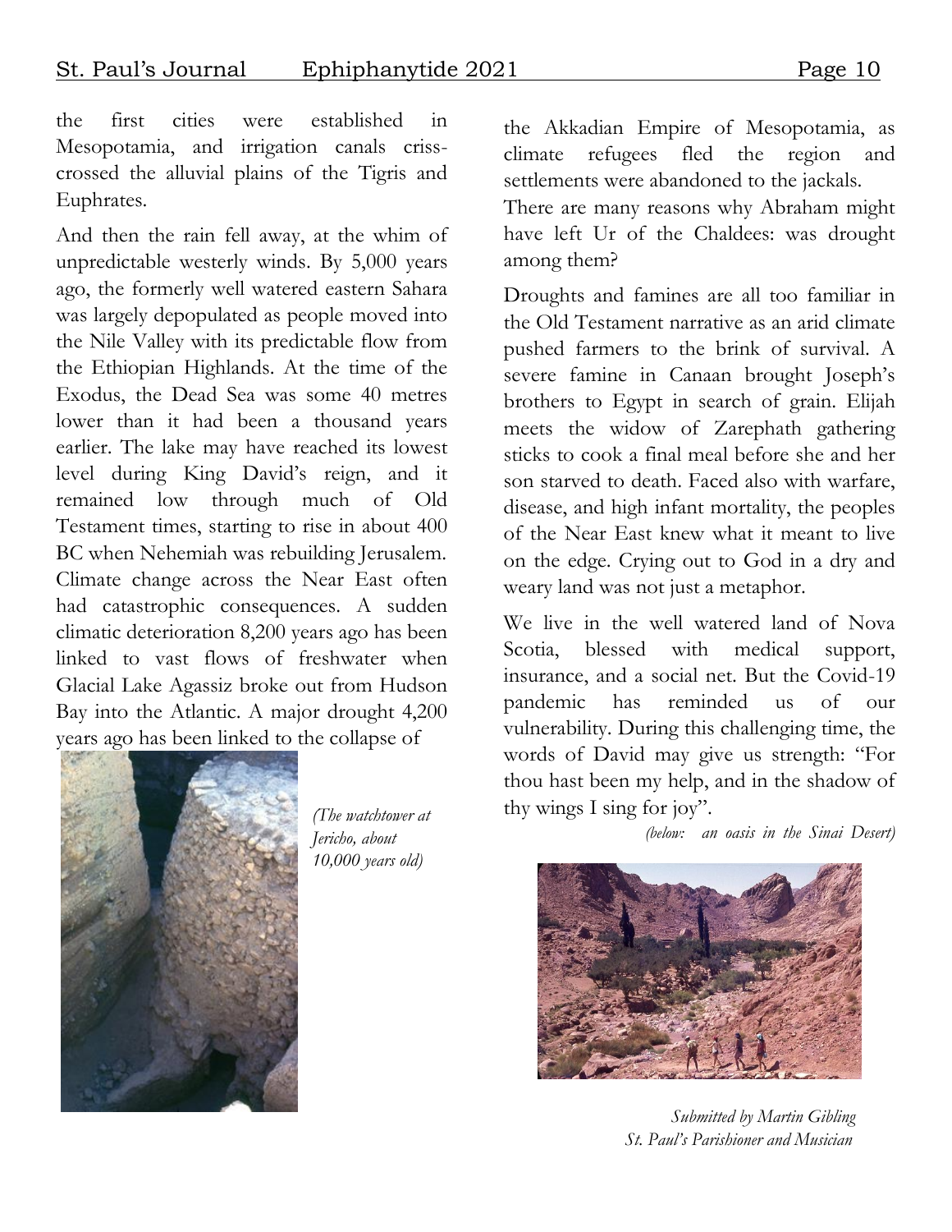the first cities were established in Mesopotamia, and irrigation canals criss-crossed the alluvial plains of the Tigris and Euphrates.

And then the rain fell away, at the whim of unpredictable westerly winds. By 5,000 years ago, the formerly well watered eastern Sahara was largely depopulated as people moved into the Nile Valley with its predictable flow from the Ethiopian Highlands. At the time of the Exodus, the Dead Sea was some 40 metres lower than it had been a thousand years earlier. The lake may have reached its lowest level during King David's reign, and it remained low through much of Old Testament times, starting to rise in about 400 BC when Nehemiah was rebuilding Jerusalem. Climate change across the Near East often had catastrophic consequences. A sudden climatic deterioration 8,200 years ago has been linked to vast flows of freshwater when Glacial Lake Agassiz broke out from Hudson Bay into the Atlantic. A major drought 4,200 years ago has been linked to the collapse of the Akkadian Empire of Mesopotamia, as climate refugees fled the region and settlements were abandoned to the jackals.

*(The watchtower at Jericho, about 10,000 years old)*

There are many reasons why Abraham might have left Ur of the Chaldees: was drought among them?

Droughts and famines are all too familiar in the Old Testament narrative as an arid climate pushed farmers to the brink of survival. A severe famine in Canaan brought Joseph's brothers to Egypt in search of grain. Elijah meets the widow of Zarephath gathering sticks to cook a final meal before she and her son starved to death. Faced also with warfare, disease, and high infant mortality, the peoples of the Near East knew what it meant to live on the edge. Crying out to God in a dry and weary land was not just a metaphor.

We live in the well watered land of Nova Scotia, blessed with medical support, insurance, and a social net. But the Covid-19 pandemic has reminded us of our vulnerability. During this challenging time, the words of David may give us strength: "For thou hast been my help, and in the shadow of thy wings I sing for joy".

*(below: an oasis in the Sinai Desert)*

*Submitted by Martin Gibling*
*St. Paul's Parishioner and Musician*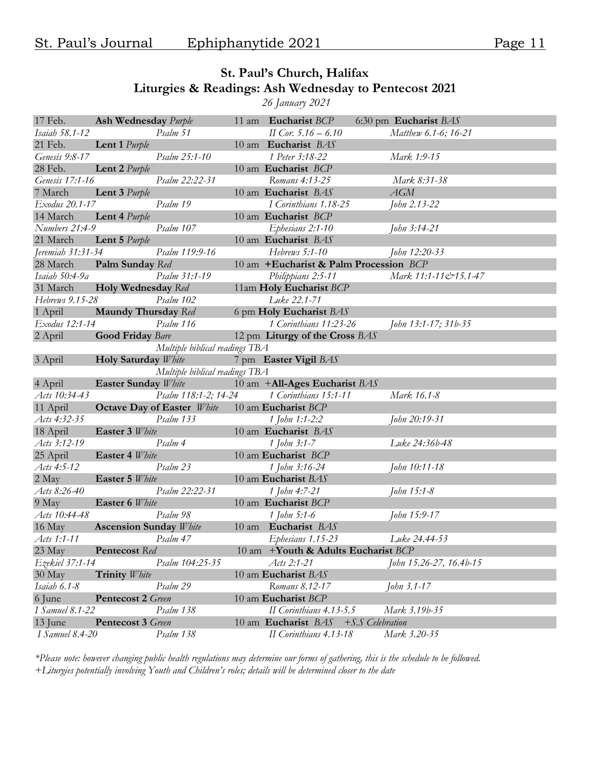## St. Paul's Church, Halifax
## Liturgies & Readings: Ash Wednesday to Pentecost 2021

*26 January 2021*

| | | | | |
|---|---|---|---|---|
| 17 Feb. | **Ash Wednesday** *Purple* | 11 am **Eucharist** *BCP* | 6:30 pm **Eucharist** *BAS* | |
| *Isaiah 58.1-12* | *Psalm 51* | *II Cor. 5.16 – 6.10* | *Matthew 6.1-6; 16-21* | |
| 21 Feb. | **Lent 1** *Purple* | 10 am **Eucharist** *BAS* | | |
| *Genesis 9:8-17* | *Psalm 25:1-10* | *1 Peter 3:18-22* | *Mark 1:9-15* | |
| 28 Feb. | **Lent 2** *Purple* | 10 am **Eucharist** *BCP* | | |
| *Genesis 17:1-16* | *Psalm 22:22-31* | *Romans 4:13-25* | *Mark 8:31-38* | |
| 7 March | **Lent 3** *Purple* | 10 am **Eucharist** *BAS* | *AGM* | |
| *Exodus 20.1-17* | *Psalm 19* | *I Corinthians 1.18-25* | *John 2.13-22* | |
| 14 March | **Lent 4** *Purple* | 10 am **Eucharist** *BCP* | | |
| *Numbers 21:4-9* | *Psalm 107* | *Ephesians 2:1-10* | *John 3:14-21* | |
| 21 March | **Lent 5** *Purple* | 10 am **Eucharist** *BAS* | | |
| *Jeremiah 31:31-34* | *Psalm 119:9-16* | *Hebrews 5:1-10* | *John 12:20-33* | |
| 28 March | **Palm Sunday** *Red* | 10 am **+Eucharist & Palm Procession** *BCP* | | |
| *Isaiah 50:4-9a* | *Psalm 31:1-19* | *Philippians 2:5-11* | *Mark 11:1-11&15.1-47* | |
| 31 March | **Holy Wednesday** *Red* | 11am **Holy Eucharist** *BCP* | | |
| *Hebrews 9.15-28* | *Psalm 102* | *Luke 22.1-71* | | |
| 1 April | **Maundy Thursday** *Red* | 6 pm **Holy Eucharist** *BAS* | | |
| *Exodus 12:1-14* | *Psalm 116* | *1 Corinthians 11:23-26* | *John 13:1-17; 31b-35* | |
| 2 April | **Good Friday** *Bare* | 12 pm **Liturgy of the Cross** *BAS* | | |
| | *Multiple biblical readings TBA* | | | |
| 3 April | **Holy Saturday** *White* | 7 pm **Easter Vigil** *BAS* | | |
| | *Multiple biblical readings TBA* | | | |
| 4 April | **Easter Sunday** *White* | 10 am **+All-Ages Eucharist** *BAS* | | |
| *Acts 10:34-43* | *Psalm 118:1-2; 14-24* | *1 Corinthians 15:1-11* | *Mark 16.1-8* | |
| 11 April | **Octave Day of Easter** *White* | 10 am **Eucharist** *BCP* | | |
| *Acts 4:32-35* | *Psalm 133* | *1 John 1:1-2:2* | *John 20:19-31* | |
| 18 April | **Easter 3** *White* | 10 am **Eucharist** *BAS* | | |
| *Acts 3:12-19* | *Psalm 4* | *1 John 3:1-7* | *Luke 24:36b-48* | |
| 25 April | **Easter 4** *White* | 10 am **Eucharist** *BCP* | | |
| *Acts 4:5-12* | *Psalm 23* | *1 John 3:16-24* | *John 10:11-18* | |
| 2 May | **Easter 5** *White* | 10 am **Eucharist** *BAS* | | |
| *Acts 8:26-40* | *Psalm 22:22-31* | *1 John 4:7-21* | *John 15:1-8* | |
| 9 May | **Easter 6** *White* | 10 am **Eucharist** *BCP* | | |
| *Acts 10:44-48* | *Psalm 98* | *1 John 5:1-6* | *John 15:9-17* | |
| 16 May | **Ascension Sunday** *White* | 10 am **Eucharist** *BAS* | | |
| *Acts 1:1-11* | *Psalm 47* | *Ephesians 1.15-23* | *Luke 24.44-53* | |
| 23 May | **Pentecost** *Red* | 10 am **+Youth & Adults Eucharist** *BCP* | | |
| *Ezekiel 37:1-14* | *Psalm 104:25-35* | *Acts 2:1-21* | *John 15.26-27, 16.4b-15* | |
| 30 May | **Trinity** *White* | 10 am **Eucharist** *BAS* | | |
| *Isaiah 6.1-8* | *Psalm 29* | *Romans 8.12-17* | *John 3.1-17* | |
| 6 June | **Pentecost 2** *Green* | 10 am **Eucharist** *BCP* | | |
| *I Samuel 8.1-22* | *Psalm 138* | *II Corinthians 4.13-5.5* | *Mark 3.19b-35* | |
| 13 June | **Pentecost 3** *Green* | 10 am **Eucharist** *BAS* *+S.S Celebration* | | |
| *I Samuel 8.4-20* | *Psalm 138* | *II Corinthians 4.13-18* | *Mark 3.20-35* | |

*\*Please note: however changing public health regulations may determine our forms of gathering, this is the schedule to be followed.*
*+Liturgies potentially involving Youth and Children's roles; details will be determined closer to the date*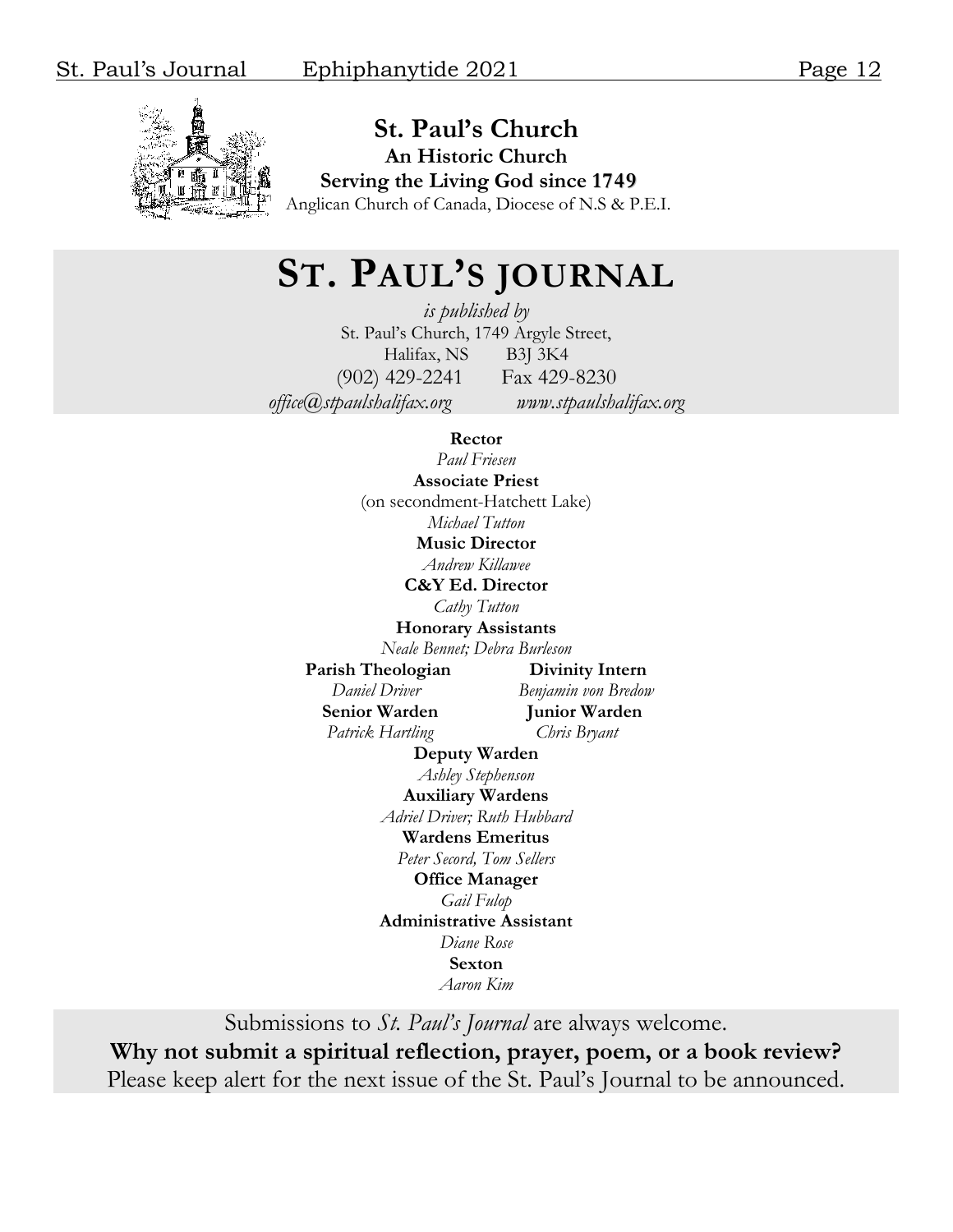**St. Paul's Church**
**An Historic Church**
**Serving the Living God since 1749**
Anglican Church of Canada, Diocese of N.S & P.E.I.

# ST. PAUL'S JOURNAL

*is published by*
St. Paul's Church, 1749 Argyle Street,
Halifax, NS B3J 3K4
(902) 429-2241 Fax 429-8230
*office@stpaulshalifax.org* *www.stpaulshalifax.org*

**Rector**
*Paul Friesen*

**Associate Priest**
(on secondment-Hatchett Lake)
*Michael Tutton*

**Music Director**
*Andrew Killawee*

**C&Y Ed. Director**
*Cathy Tutton*

**Honorary Assistants**
*Neale Bennet; Debra Burleson*

**Parish Theologian**
*Daniel Driver*

**Divinity Intern**
*Benjamin von Bredow*

**Senior Warden**
*Patrick Hartling*

**Junior Warden**
*Chris Bryant*

**Deputy Warden**
*Ashley Stephenson*

**Auxiliary Wardens**
*Adriel Driver; Ruth Hubbard*

**Wardens Emeritus**
*Peter Secord, Tom Sellers*

**Office Manager**
*Gail Fulop*

**Administrative Assistant**
*Diane Rose*

**Sexton**
*Aaron Kim*

Submissions to *St. Paul's Journal* are always welcome.
**Why not submit a spiritual reflection, prayer, poem, or a book review?**
Please keep alert for the next issue of the St. Paul's Journal to be announced.